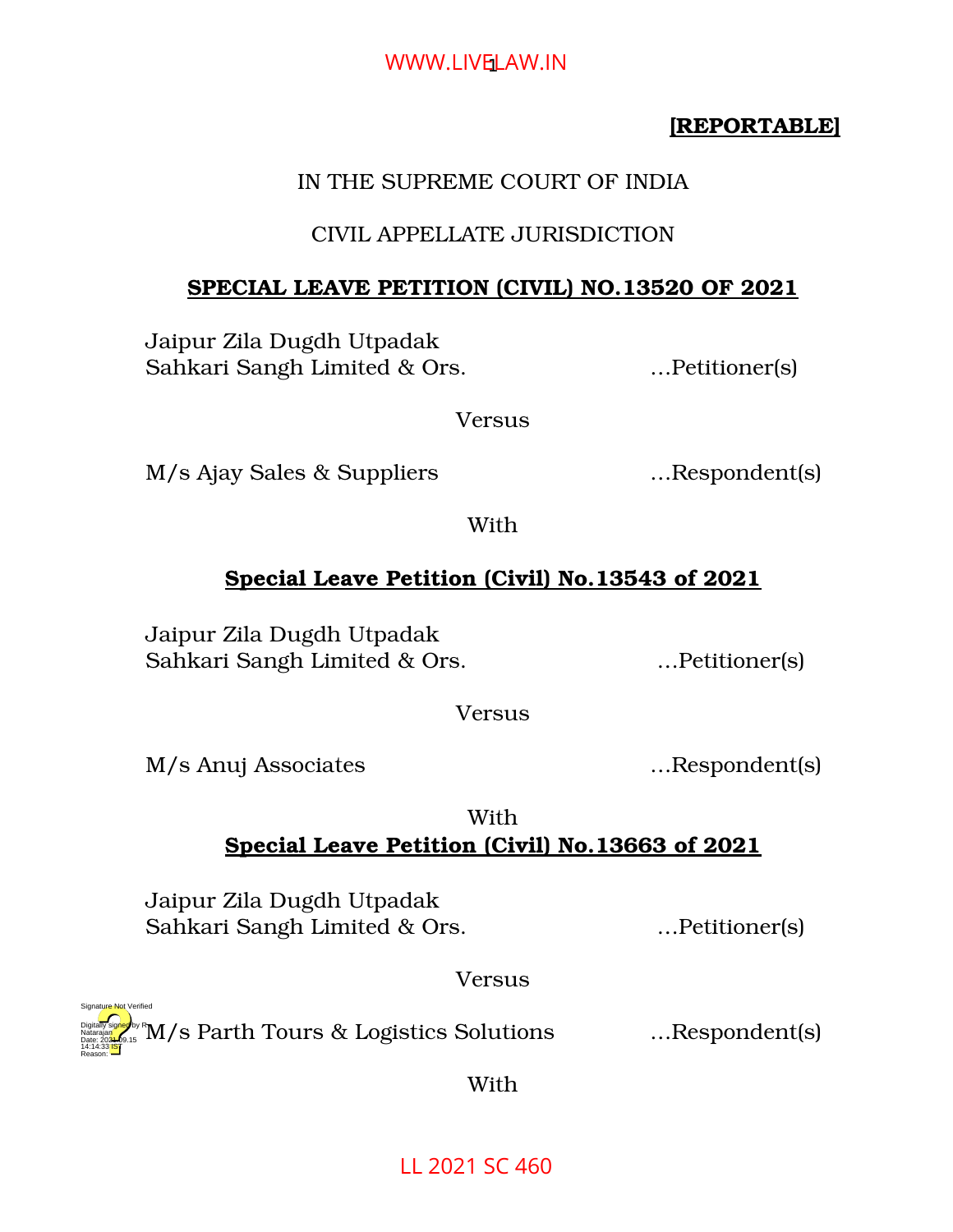**[REPORTABLE]**

IN THE SUPREME COURT OF INDIA

CIVIL APPELLATE JURISDICTION

**SPECIAL LEAVE PETITION (CIVIL) NO.13520 OF 2021**

Jaipur Zila Dugdh Utpadak
Sahkari Sangh Limited & Ors. ...Petitioner(s)

Versus

M/s Ajay Sales & Suppliers ...Respondent(s)

With

**Special Leave Petition (Civil) No.13543 of 2021**

Jaipur Zila Dugdh Utpadak
Sahkari Sangh Limited & Ors. ...Petitioner(s)

Versus

M/s Anuj Associates ...Respondent(s)

With

**Special Leave Petition (Civil) No.13663 of 2021**

Jaipur Zila Dugdh Utpadak
Sahkari Sangh Limited & Ors. ...Petitioner(s)

Versus

M/s Parth Tours & Logistics Solutions ...Respondent(s)

With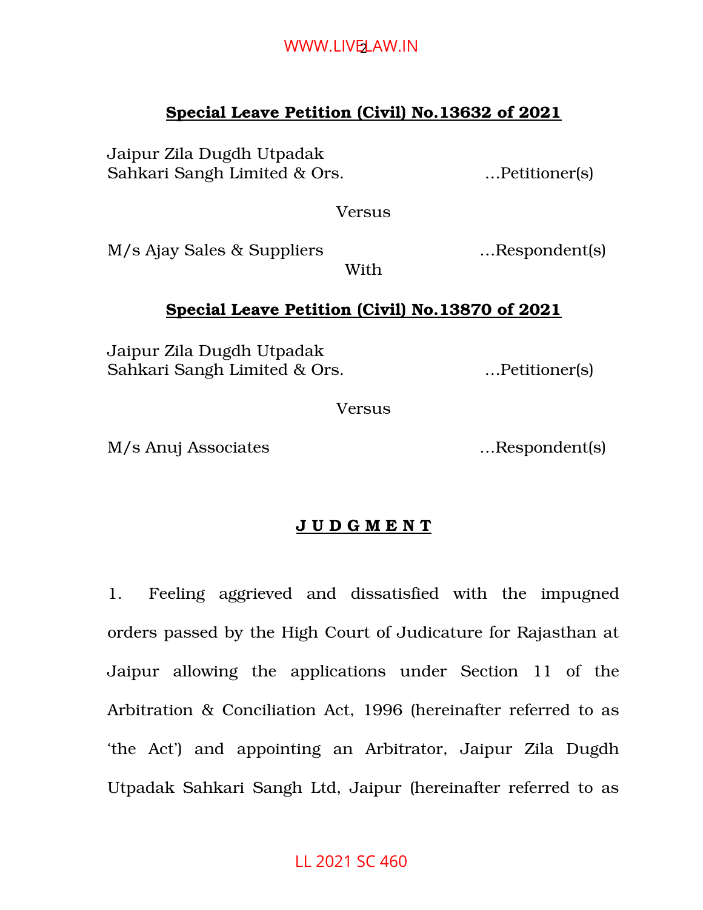**Special Leave Petition (Civil) No.13632 of 2021**

Jaipur Zila Dugdh Utpadak
Sahkari Sangh Limited & Ors. …Petitioner(s)

Versus

M/s Ajay Sales & Suppliers …Respondent(s)

With

**Special Leave Petition (Civil) No.13870 of 2021**

Jaipur Zila Dugdh Utpadak
Sahkari Sangh Limited & Ors. …Petitioner(s)

Versus

M/s Anuj Associates …Respondent(s)

**J U D G M E N T**

1. Feeling aggrieved and dissatisfied with the impugned orders passed by the High Court of Judicature for Rajasthan at Jaipur allowing the applications under Section 11 of the Arbitration & Conciliation Act, 1996 (hereinafter referred to as 'the Act') and appointing an Arbitrator, Jaipur Zila Dugdh Utpadak Sahkari Sangh Ltd, Jaipur (hereinafter referred to as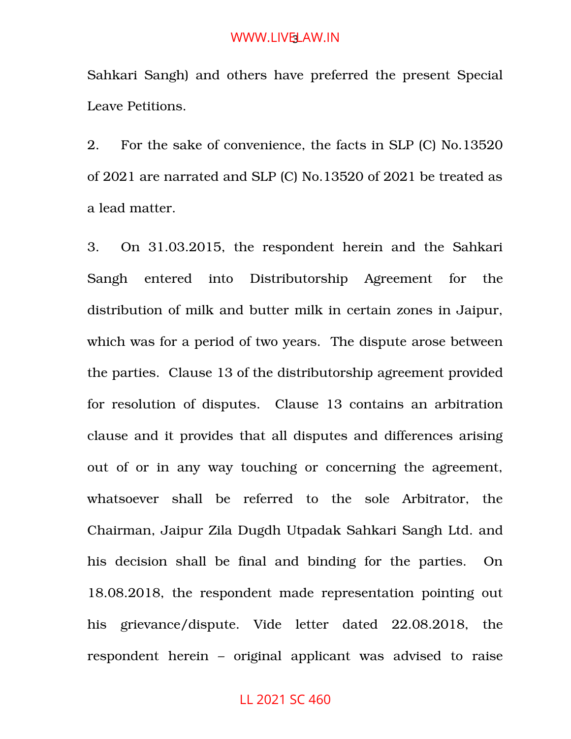Sahkari Sangh) and others have preferred the present Special Leave Petitions.

2. For the sake of convenience, the facts in SLP (C) No.13520 of 2021 are narrated and SLP (C) No.13520 of 2021 be treated as a lead matter.

3. On 31.03.2015, the respondent herein and the Sahkari Sangh entered into Distributorship Agreement for the distribution of milk and butter milk in certain zones in Jaipur, which was for a period of two years. The dispute arose between the parties. Clause 13 of the distributorship agreement provided for resolution of disputes. Clause 13 contains an arbitration clause and it provides that all disputes and differences arising out of or in any way touching or concerning the agreement, whatsoever shall be referred to the sole Arbitrator, the Chairman, Jaipur Zila Dugdh Utpadak Sahkari Sangh Ltd. and his decision shall be final and binding for the parties. On 18.08.2018, the respondent made representation pointing out his grievance/dispute. Vide letter dated 22.08.2018, the respondent herein – original applicant was advised to raise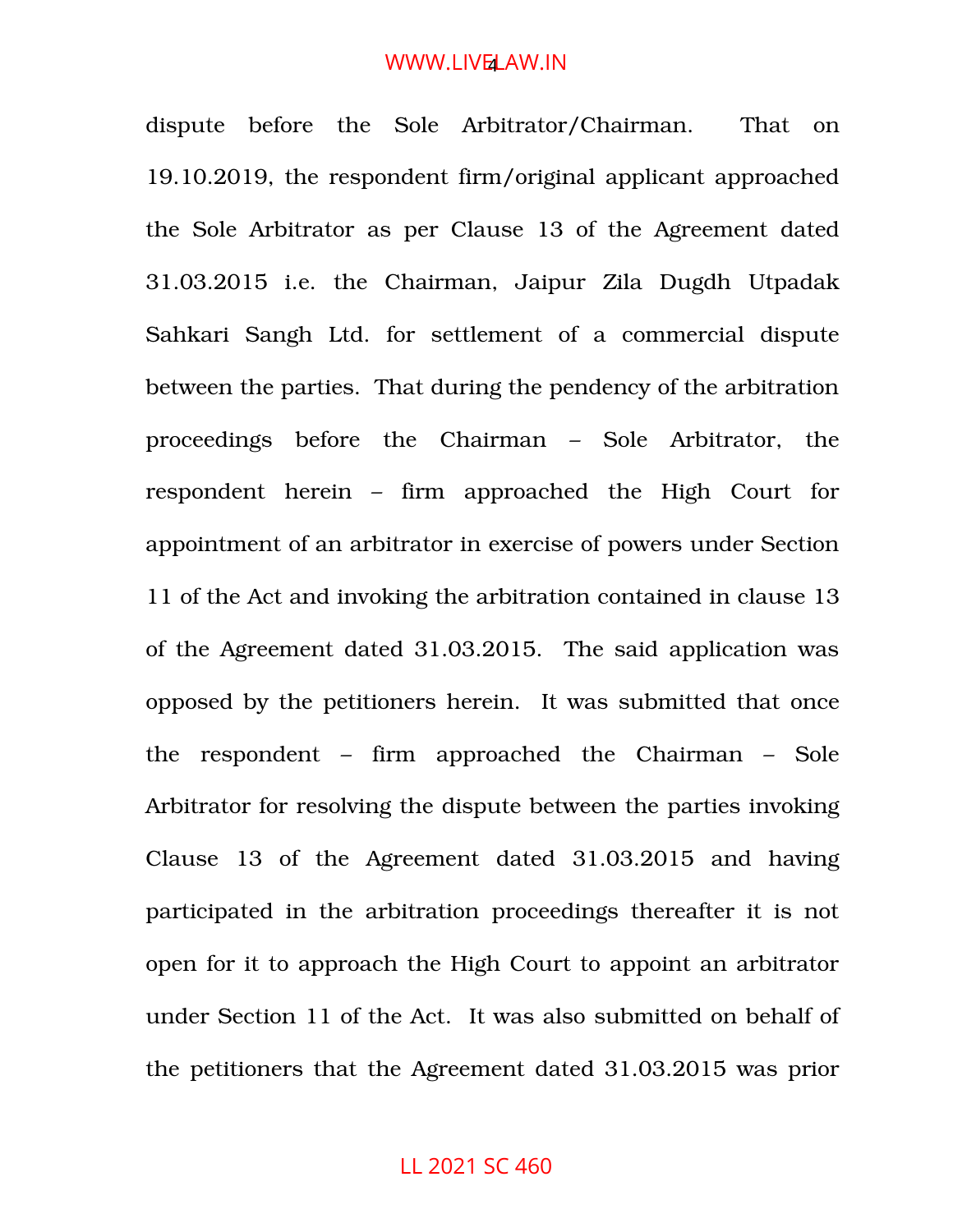dispute before the Sole Arbitrator/Chairman. That on 19.10.2019, the respondent firm/original applicant approached the Sole Arbitrator as per Clause 13 of the Agreement dated 31.03.2015 i.e. the Chairman, Jaipur Zila Dugdh Utpadak Sahkari Sangh Ltd. for settlement of a commercial dispute between the parties. That during the pendency of the arbitration proceedings before the Chairman – Sole Arbitrator, the respondent herein – firm approached the High Court for appointment of an arbitrator in exercise of powers under Section 11 of the Act and invoking the arbitration contained in clause 13 of the Agreement dated 31.03.2015. The said application was opposed by the petitioners herein. It was submitted that once the respondent – firm approached the Chairman – Sole Arbitrator for resolving the dispute between the parties invoking Clause 13 of the Agreement dated 31.03.2015 and having participated in the arbitration proceedings thereafter it is not open for it to approach the High Court to appoint an arbitrator under Section 11 of the Act. It was also submitted on behalf of the petitioners that the Agreement dated 31.03.2015 was prior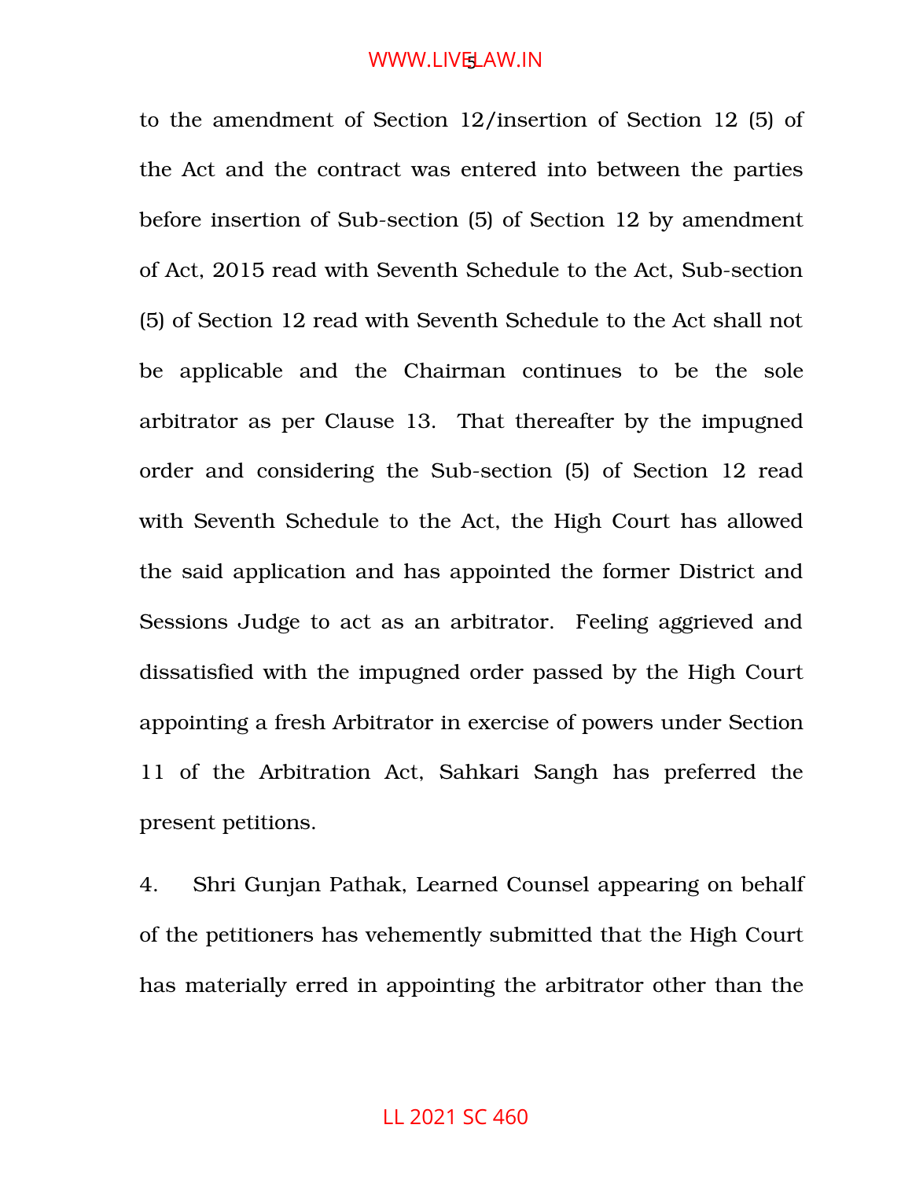to the amendment of Section 12/insertion of Section 12 (5) of the Act and the contract was entered into between the parties before insertion of Sub-section (5) of Section 12 by amendment of Act, 2015 read with Seventh Schedule to the Act, Sub-section (5) of Section 12 read with Seventh Schedule to the Act shall not be applicable and the Chairman continues to be the sole arbitrator as per Clause 13. That thereafter by the impugned order and considering the Sub-section (5) of Section 12 read with Seventh Schedule to the Act, the High Court has allowed the said application and has appointed the former District and Sessions Judge to act as an arbitrator. Feeling aggrieved and dissatisfied with the impugned order passed by the High Court appointing a fresh Arbitrator in exercise of powers under Section 11 of the Arbitration Act, Sahkari Sangh has preferred the present petitions.

4. Shri Gunjan Pathak, Learned Counsel appearing on behalf of the petitioners has vehemently submitted that the High Court has materially erred in appointing the arbitrator other than the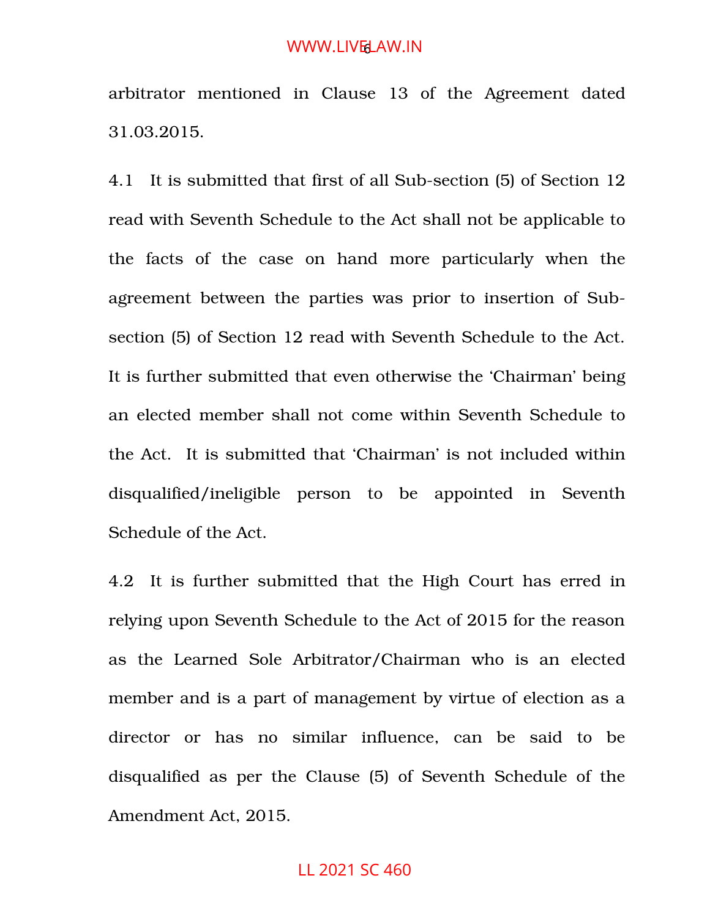arbitrator mentioned in Clause 13 of the Agreement dated 31.03.2015.

4.1 It is submitted that first of all Sub-section (5) of Section 12 read with Seventh Schedule to the Act shall not be applicable to the facts of the case on hand more particularly when the agreement between the parties was prior to insertion of Sub-section (5) of Section 12 read with Seventh Schedule to the Act. It is further submitted that even otherwise the 'Chairman' being an elected member shall not come within Seventh Schedule to the Act. It is submitted that 'Chairman' is not included within disqualified/ineligible person to be appointed in Seventh Schedule of the Act.

4.2 It is further submitted that the High Court has erred in relying upon Seventh Schedule to the Act of 2015 for the reason as the Learned Sole Arbitrator/Chairman who is an elected member and is a part of management by virtue of election as a director or has no similar influence, can be said to be disqualified as per the Clause (5) of Seventh Schedule of the Amendment Act, 2015.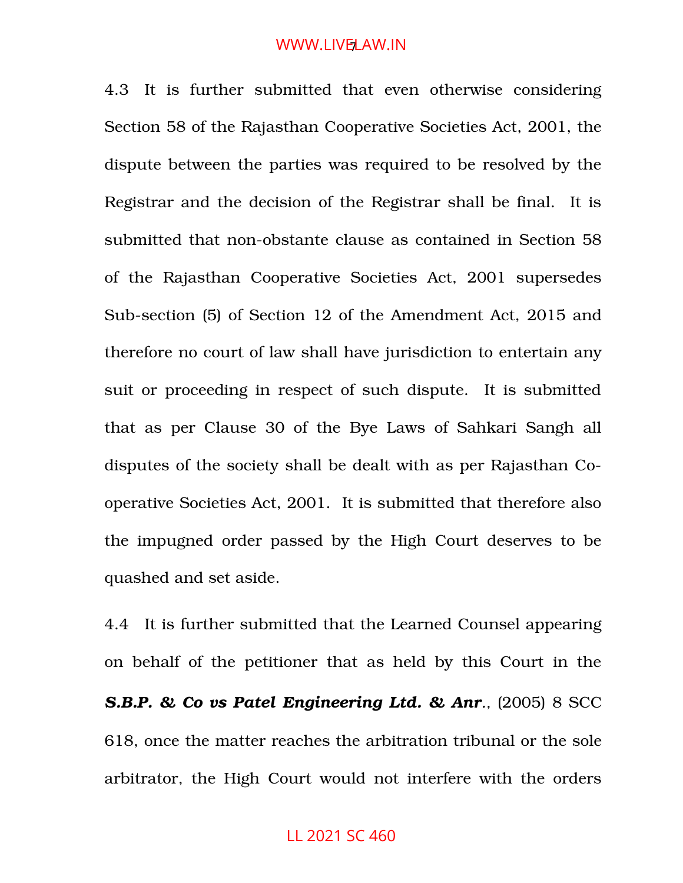4.3 It is further submitted that even otherwise considering Section 58 of the Rajasthan Cooperative Societies Act, 2001, the dispute between the parties was required to be resolved by the Registrar and the decision of the Registrar shall be final. It is submitted that non-obstante clause as contained in Section 58 of the Rajasthan Cooperative Societies Act, 2001 supersedes Sub-section (5) of Section 12 of the Amendment Act, 2015 and therefore no court of law shall have jurisdiction to entertain any suit or proceeding in respect of such dispute. It is submitted that as per Clause 30 of the Bye Laws of Sahkari Sangh all disputes of the society shall be dealt with as per Rajasthan Co-operative Societies Act, 2001. It is submitted that therefore also the impugned order passed by the High Court deserves to be quashed and set aside.

4.4 It is further submitted that the Learned Counsel appearing on behalf of the petitioner that as held by this Court in the ***S.B.P. & Co vs Patel Engineering Ltd. & Anr***., (2005) 8 SCC 618, once the matter reaches the arbitration tribunal or the sole arbitrator, the High Court would not interfere with the orders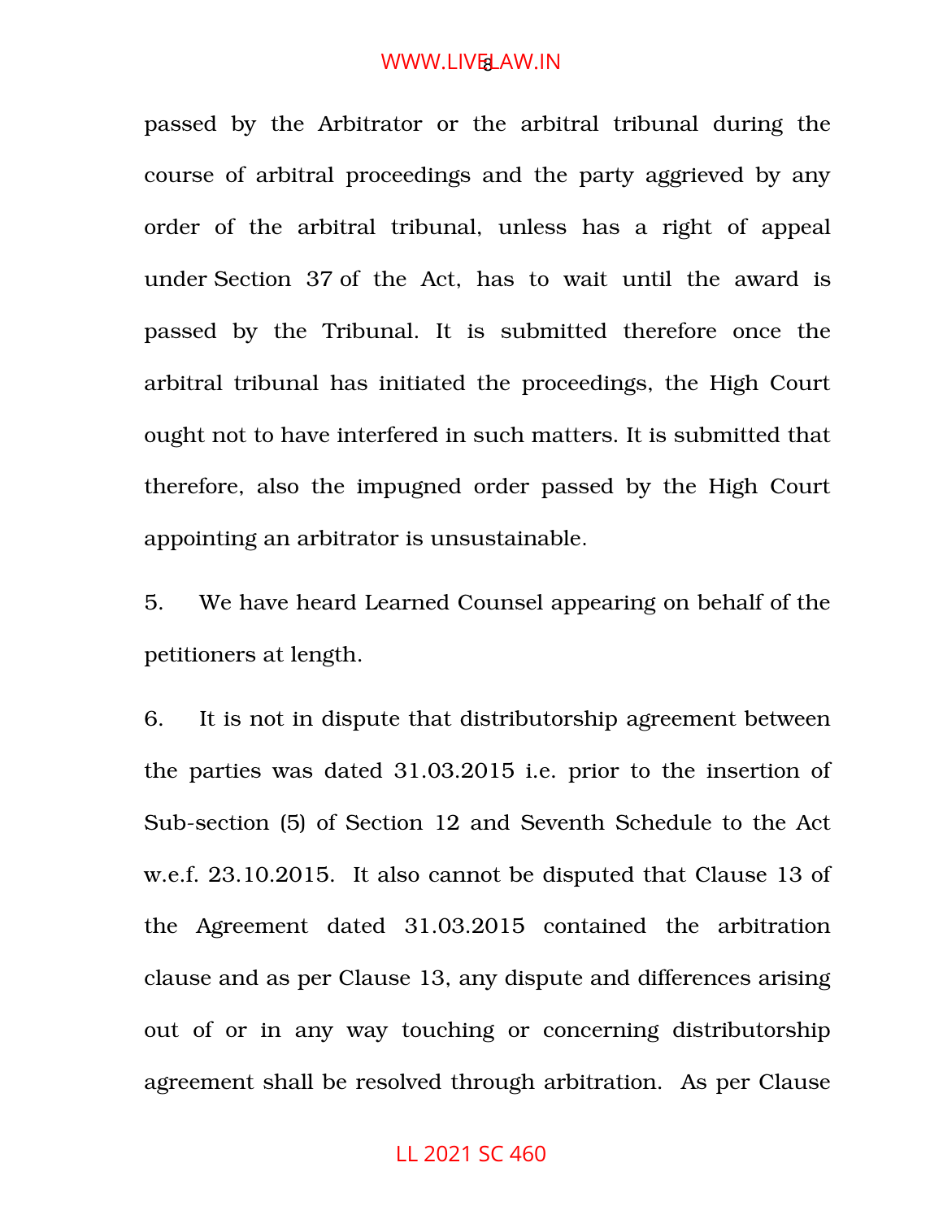passed by the Arbitrator or the arbitral tribunal during the course of arbitral proceedings and the party aggrieved by any order of the arbitral tribunal, unless has a right of appeal under Section 37 of the Act, has to wait until the award is passed by the Tribunal. It is submitted therefore once the arbitral tribunal has initiated the proceedings, the High Court ought not to have interfered in such matters. It is submitted that therefore, also the impugned order passed by the High Court appointing an arbitrator is unsustainable.

5. We have heard Learned Counsel appearing on behalf of the petitioners at length.

6. It is not in dispute that distributorship agreement between the parties was dated 31.03.2015 i.e. prior to the insertion of Sub-section (5) of Section 12 and Seventh Schedule to the Act w.e.f. 23.10.2015. It also cannot be disputed that Clause 13 of the Agreement dated 31.03.2015 contained the arbitration clause and as per Clause 13, any dispute and differences arising out of or in any way touching or concerning distributorship agreement shall be resolved through arbitration. As per Clause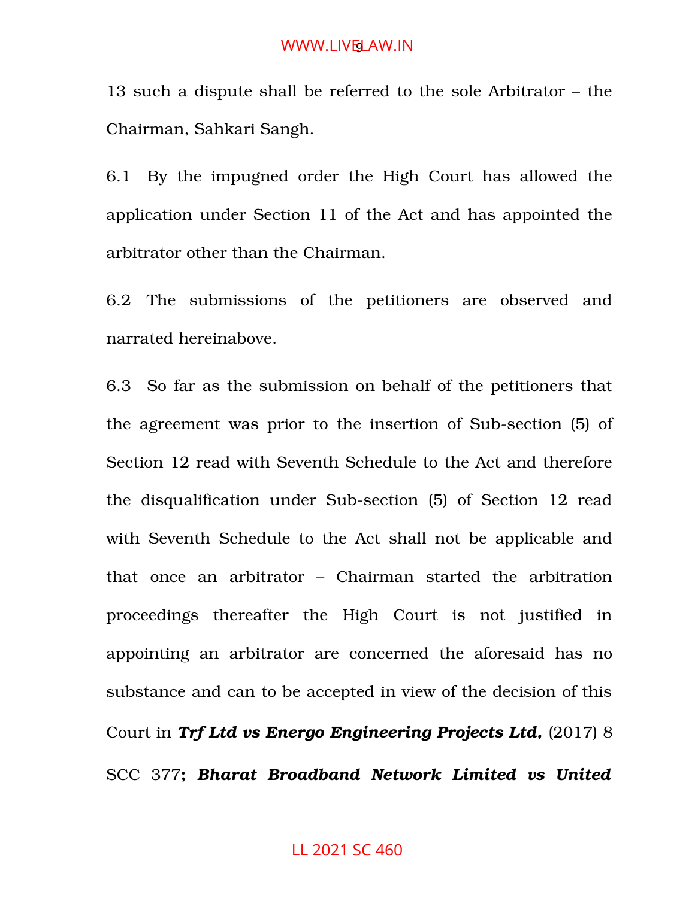13 such a dispute shall be referred to the sole Arbitrator – the Chairman, Sahkari Sangh.

6.1 By the impugned order the High Court has allowed the application under Section 11 of the Act and has appointed the arbitrator other than the Chairman.

6.2 The submissions of the petitioners are observed and narrated hereinabove.

6.3 So far as the submission on behalf of the petitioners that the agreement was prior to the insertion of Sub-section (5) of Section 12 read with Seventh Schedule to the Act and therefore the disqualification under Sub-section (5) of Section 12 read with Seventh Schedule to the Act shall not be applicable and that once an arbitrator – Chairman started the arbitration proceedings thereafter the High Court is not justified in appointing an arbitrator are concerned the aforesaid has no substance and can to be accepted in view of the decision of this Court in ***Trf Ltd vs Energo Engineering Projects Ltd,*** (2017) 8 SCC 377; ***Bharat Broadband Network Limited vs United***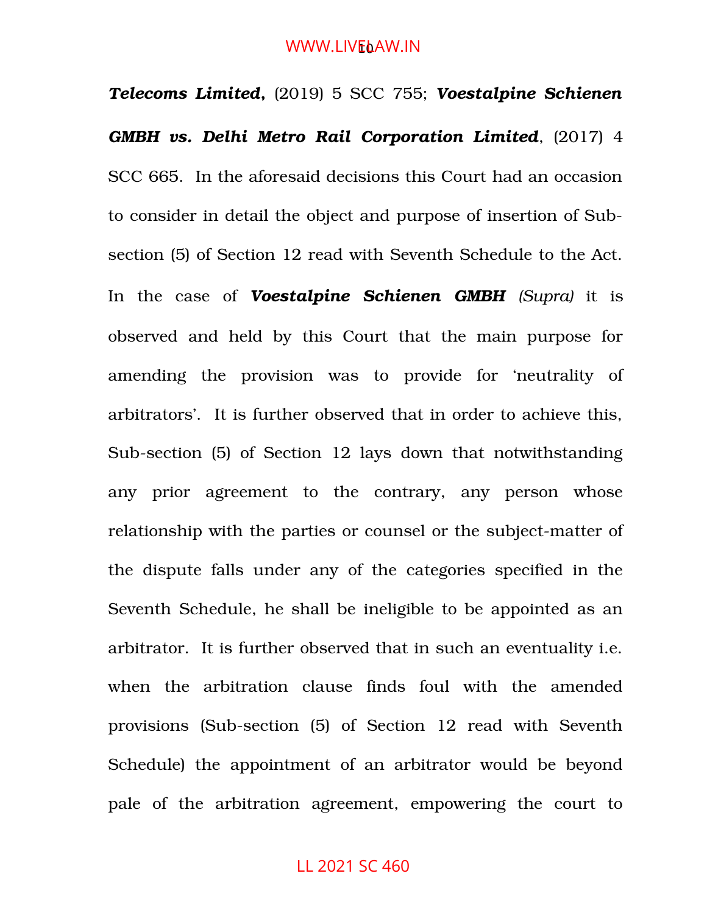***Telecoms Limited***, (2019) 5 SCC 755; ***Voestalpine Schienen GMBH vs. Delhi Metro Rail Corporation Limited***, (2017) 4 SCC 665. In the aforesaid decisions this Court had an occasion to consider in detail the object and purpose of insertion of Sub-section (5) of Section 12 read with Seventh Schedule to the Act. In the case of ***Voestalpine Schienen GMBH*** *(Supra)* it is observed and held by this Court that the main purpose for amending the provision was to provide for 'neutrality of arbitrators'. It is further observed that in order to achieve this, Sub-section (5) of Section 12 lays down that notwithstanding any prior agreement to the contrary, any person whose relationship with the parties or counsel or the subject-matter of the dispute falls under any of the categories specified in the Seventh Schedule, he shall be ineligible to be appointed as an arbitrator. It is further observed that in such an eventuality i.e. when the arbitration clause finds foul with the amended provisions (Sub-section (5) of Section 12 read with Seventh Schedule) the appointment of an arbitrator would be beyond pale of the arbitration agreement, empowering the court to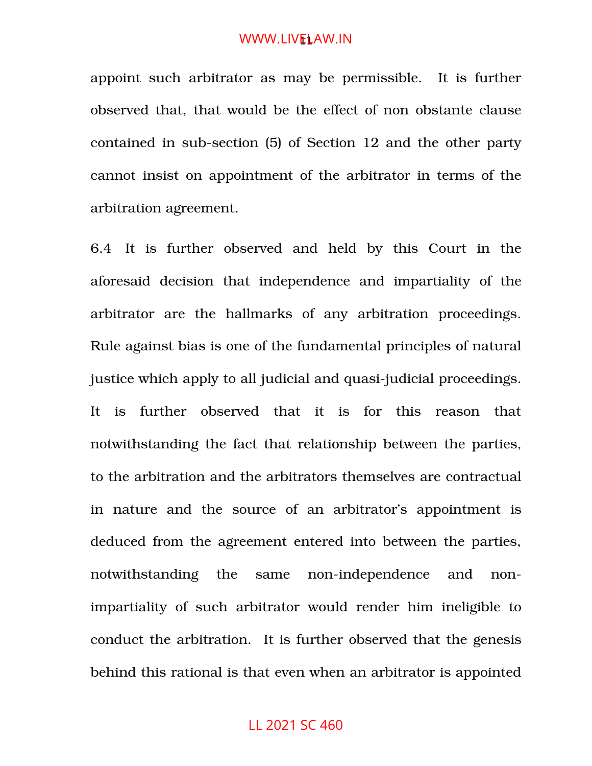appoint such arbitrator as may be permissible. It is further observed that, that would be the effect of non obstante clause contained in sub-section (5) of Section 12 and the other party cannot insist on appointment of the arbitrator in terms of the arbitration agreement.

6.4 It is further observed and held by this Court in the aforesaid decision that independence and impartiality of the arbitrator are the hallmarks of any arbitration proceedings. Rule against bias is one of the fundamental principles of natural justice which apply to all judicial and quasi-judicial proceedings. It is further observed that it is for this reason that notwithstanding the fact that relationship between the parties, to the arbitration and the arbitrators themselves are contractual in nature and the source of an arbitrator's appointment is deduced from the agreement entered into between the parties, notwithstanding the same non-independence and non-impartiality of such arbitrator would render him ineligible to conduct the arbitration. It is further observed that the genesis behind this rational is that even when an arbitrator is appointed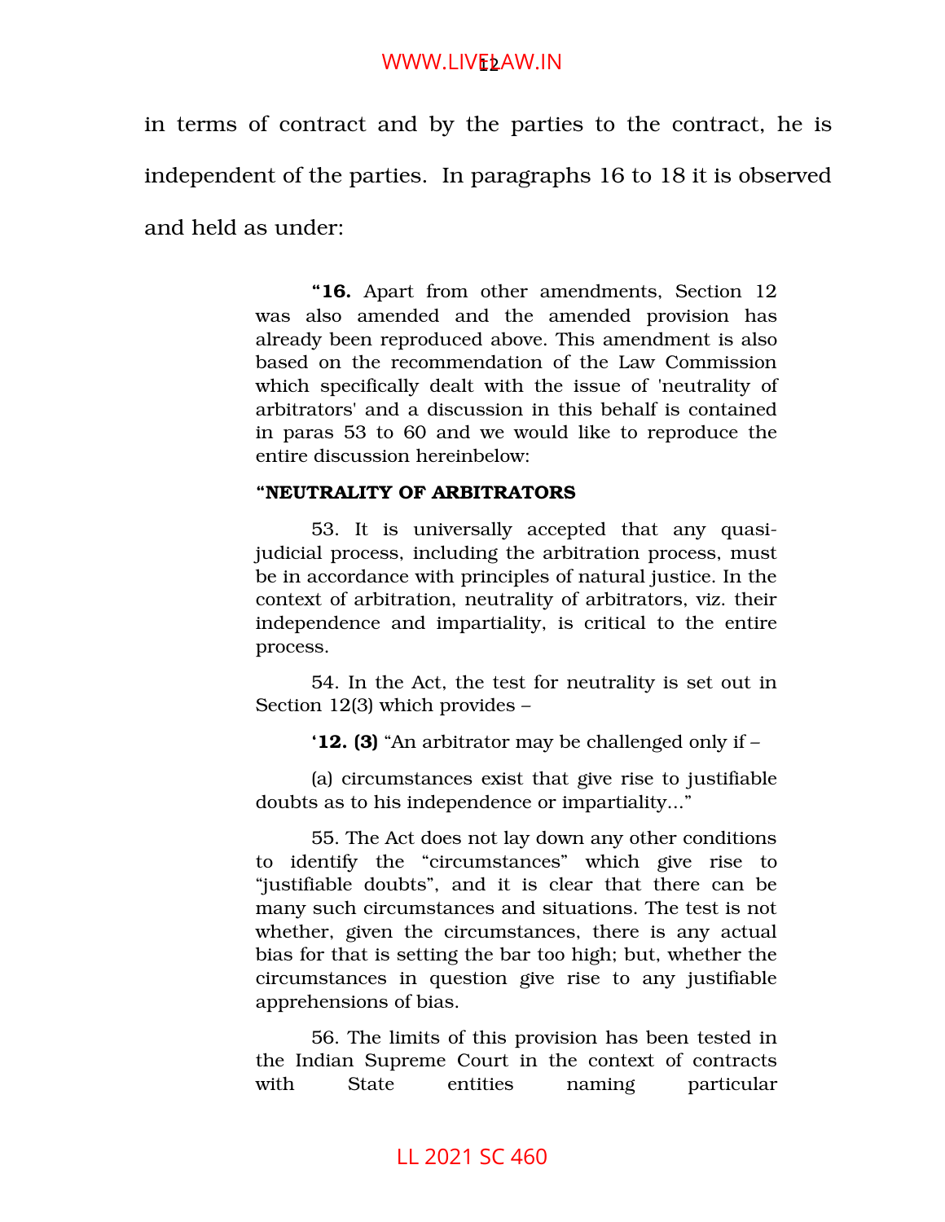in terms of contract and by the parties to the contract, he is independent of the parties. In paragraphs 16 to 18 it is observed and held as under:

> "**16.** Apart from other amendments, Section 12 was also amended and the amended provision has already been reproduced above. This amendment is also based on the recommendation of the Law Commission which specifically dealt with the issue of 'neutrality of arbitrators' and a discussion in this behalf is contained in paras 53 to 60 and we would like to reproduce the entire discussion hereinbelow:
>
> **"NEUTRALITY OF ARBITRATORS**
>
> 53. It is universally accepted that any quasi-judicial process, including the arbitration process, must be in accordance with principles of natural justice. In the context of arbitration, neutrality of arbitrators, viz. their independence and impartiality, is critical to the entire process.
>
> 54. In the Act, the test for neutrality is set out in Section 12(3) which provides –
>
> **'12. (3)** "An arbitrator may be challenged only if –
>
> (a) circumstances exist that give rise to justifiable doubts as to his independence or impartiality..."
>
> 55. The Act does not lay down any other conditions to identify the "circumstances" which give rise to "justifiable doubts", and it is clear that there can be many such circumstances and situations. The test is not whether, given the circumstances, there is any actual bias for that is setting the bar too high; but, whether the circumstances in question give rise to any justifiable apprehensions of bias.
>
> 56. The limits of this provision has been tested in the Indian Supreme Court in the context of contracts with State entities naming particular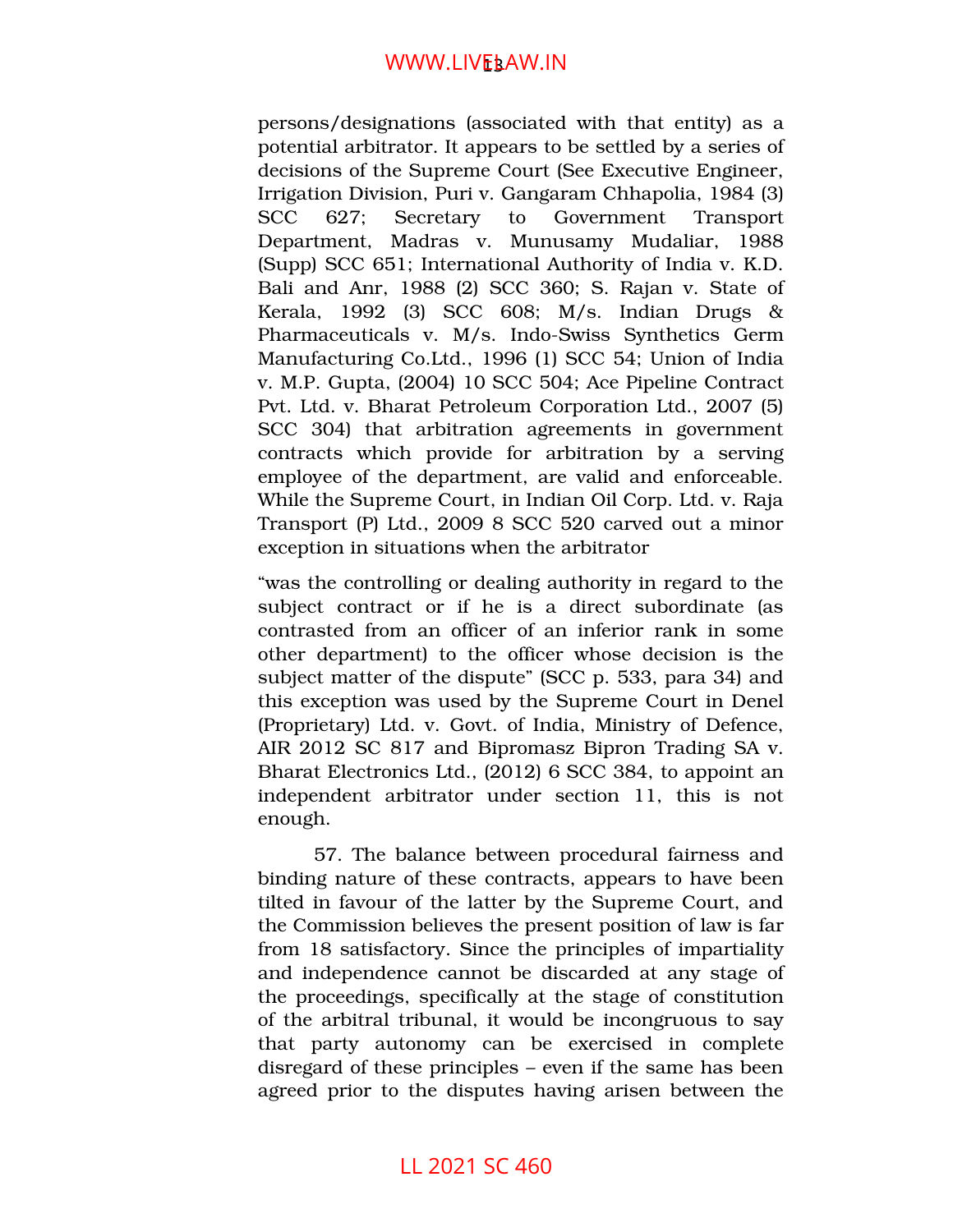persons/designations (associated with that entity) as a potential arbitrator. It appears to be settled by a series of decisions of the Supreme Court (See Executive Engineer, Irrigation Division, Puri v. Gangaram Chhapolia, 1984 (3) SCC 627; Secretary to Government Transport Department, Madras v. Munusamy Mudaliar, 1988 (Supp) SCC 651; International Authority of India v. K.D. Bali and Anr, 1988 (2) SCC 360; S. Rajan v. State of Kerala, 1992 (3) SCC 608; M/s. Indian Drugs & Pharmaceuticals v. M/s. Indo-Swiss Synthetics Germ Manufacturing Co.Ltd., 1996 (1) SCC 54; Union of India v. M.P. Gupta, (2004) 10 SCC 504; Ace Pipeline Contract Pvt. Ltd. v. Bharat Petroleum Corporation Ltd., 2007 (5) SCC 304) that arbitration agreements in government contracts which provide for arbitration by a serving employee of the department, are valid and enforceable. While the Supreme Court, in Indian Oil Corp. Ltd. v. Raja Transport (P) Ltd., 2009 8 SCC 520 carved out a minor exception in situations when the arbitrator

"was the controlling or dealing authority in regard to the subject contract or if he is a direct subordinate (as contrasted from an officer of an inferior rank in some other department) to the officer whose decision is the subject matter of the dispute" (SCC p. 533, para 34) and this exception was used by the Supreme Court in Denel (Proprietary) Ltd. v. Govt. of India, Ministry of Defence, AIR 2012 SC 817 and Bipromasz Bipron Trading SA v. Bharat Electronics Ltd., (2012) 6 SCC 384, to appoint an independent arbitrator under section 11, this is not enough.

57. The balance between procedural fairness and binding nature of these contracts, appears to have been tilted in favour of the latter by the Supreme Court, and the Commission believes the present position of law is far from 18 satisfactory. Since the principles of impartiality and independence cannot be discarded at any stage of the proceedings, specifically at the stage of constitution of the arbitral tribunal, it would be incongruous to say that party autonomy can be exercised in complete disregard of these principles – even if the same has been agreed prior to the disputes having arisen between the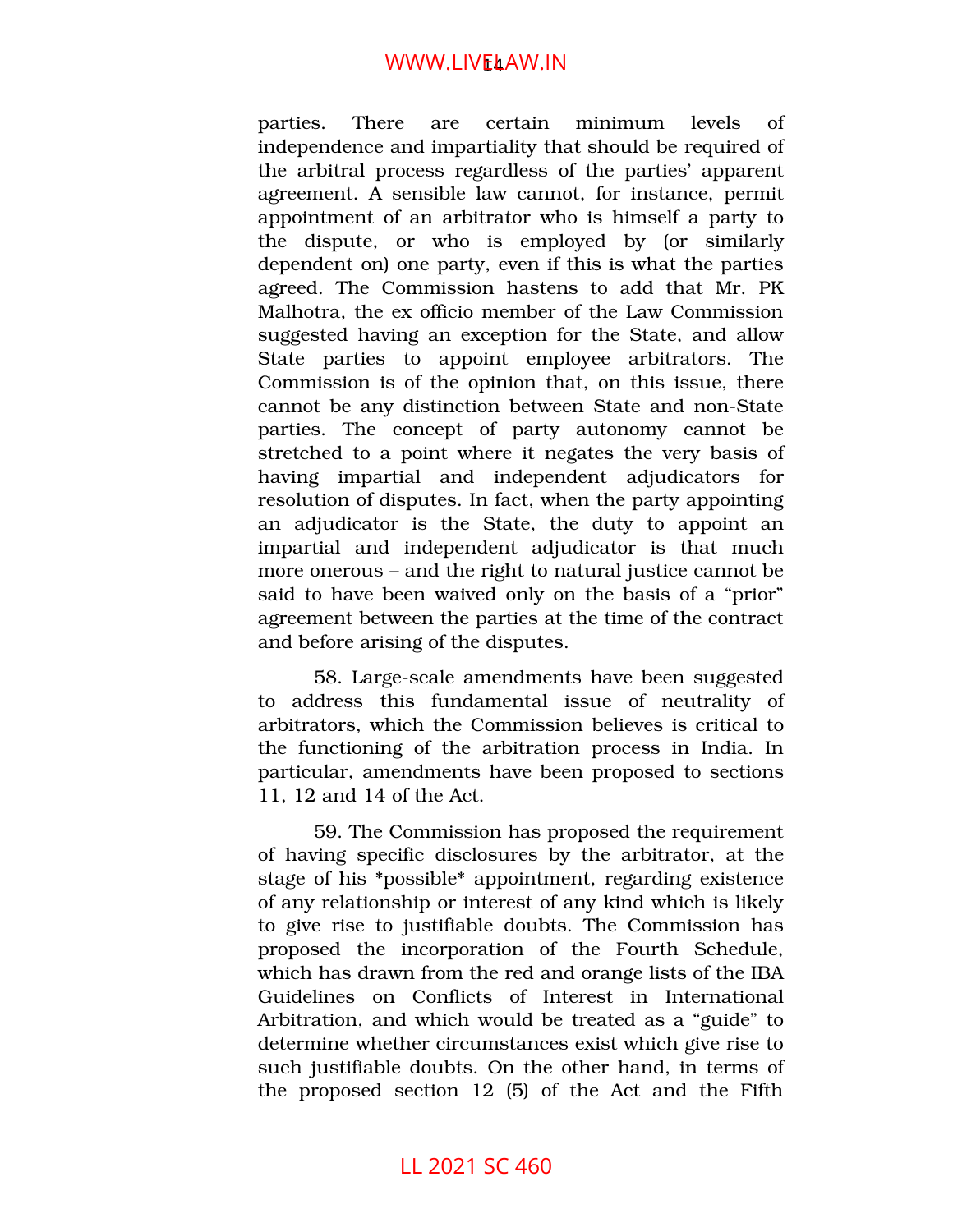parties. There are certain minimum levels of independence and impartiality that should be required of the arbitral process regardless of the parties' apparent agreement. A sensible law cannot, for instance, permit appointment of an arbitrator who is himself a party to the dispute, or who is employed by (or similarly dependent on) one party, even if this is what the parties agreed. The Commission hastens to add that Mr. PK Malhotra, the ex officio member of the Law Commission suggested having an exception for the State, and allow State parties to appoint employee arbitrators. The Commission is of the opinion that, on this issue, there cannot be any distinction between State and non-State parties. The concept of party autonomy cannot be stretched to a point where it negates the very basis of having impartial and independent adjudicators for resolution of disputes. In fact, when the party appointing an adjudicator is the State, the duty to appoint an impartial and independent adjudicator is that much more onerous – and the right to natural justice cannot be said to have been waived only on the basis of a "prior" agreement between the parties at the time of the contract and before arising of the disputes.

58. Large-scale amendments have been suggested to address this fundamental issue of neutrality of arbitrators, which the Commission believes is critical to the functioning of the arbitration process in India. In particular, amendments have been proposed to sections 11, 12 and 14 of the Act.

59. The Commission has proposed the requirement of having specific disclosures by the arbitrator, at the stage of his *possible* appointment, regarding existence of any relationship or interest of any kind which is likely to give rise to justifiable doubts. The Commission has proposed the incorporation of the Fourth Schedule, which has drawn from the red and orange lists of the IBA Guidelines on Conflicts of Interest in International Arbitration, and which would be treated as a "guide" to determine whether circumstances exist which give rise to such justifiable doubts. On the other hand, in terms of the proposed section 12 (5) of the Act and the Fifth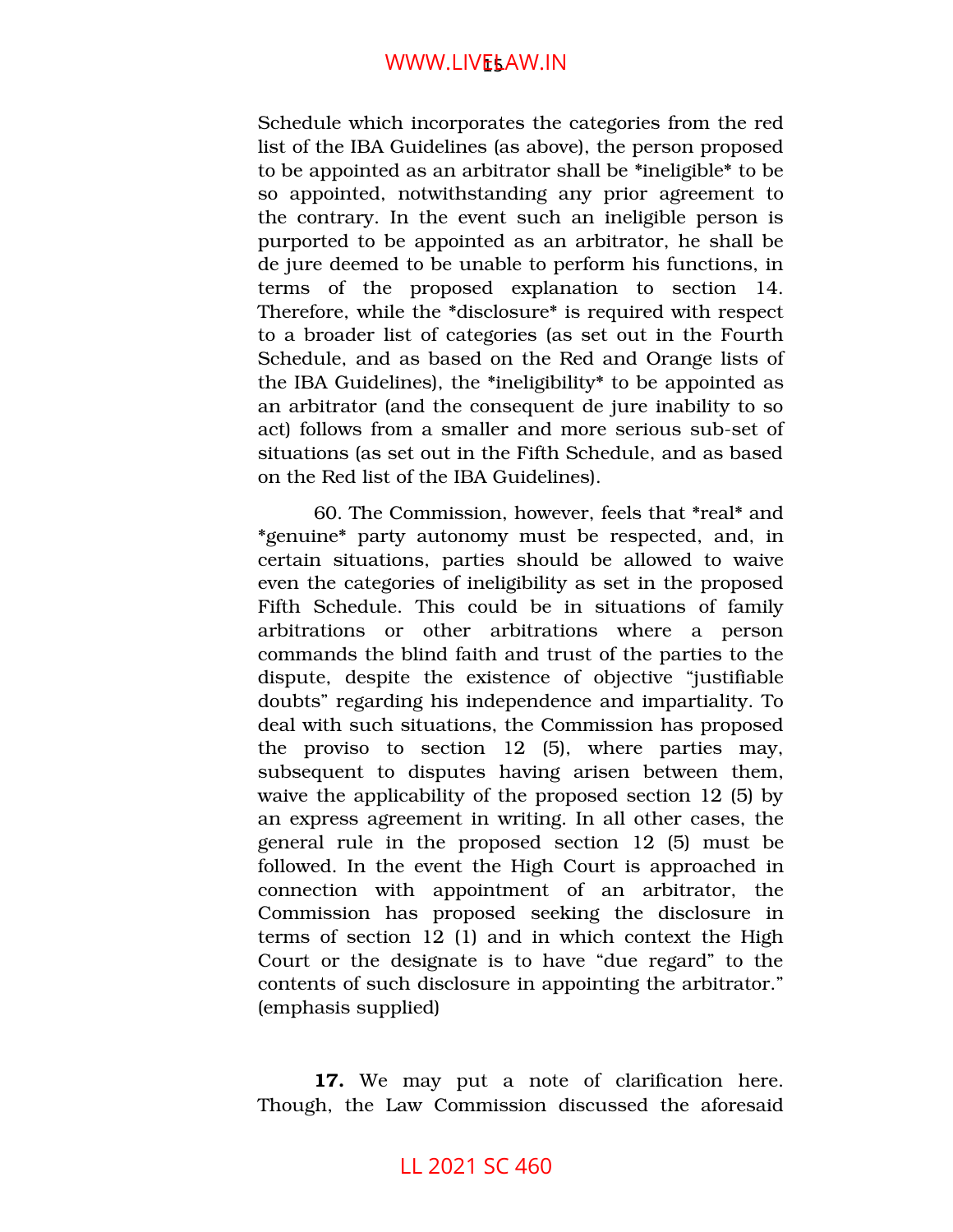Schedule which incorporates the categories from the red list of the IBA Guidelines (as above), the person proposed to be appointed as an arbitrator shall be *ineligible* to be so appointed, notwithstanding any prior agreement to the contrary. In the event such an ineligible person is purported to be appointed as an arbitrator, he shall be de jure deemed to be unable to perform his functions, in terms of the proposed explanation to section 14. Therefore, while the *disclosure* is required with respect to a broader list of categories (as set out in the Fourth Schedule, and as based on the Red and Orange lists of the IBA Guidelines), the *ineligibility* to be appointed as an arbitrator (and the consequent de jure inability to so act) follows from a smaller and more serious sub-set of situations (as set out in the Fifth Schedule, and as based on the Red list of the IBA Guidelines).

60. The Commission, however, feels that *real* and *genuine* party autonomy must be respected, and, in certain situations, parties should be allowed to waive even the categories of ineligibility as set in the proposed Fifth Schedule. This could be in situations of family arbitrations or other arbitrations where a person commands the blind faith and trust of the parties to the dispute, despite the existence of objective "justifiable doubts" regarding his independence and impartiality. To deal with such situations, the Commission has proposed the proviso to section 12 (5), where parties may, subsequent to disputes having arisen between them, waive the applicability of the proposed section 12 (5) by an express agreement in writing. In all other cases, the general rule in the proposed section 12 (5) must be followed. In the event the High Court is approached in connection with appointment of an arbitrator, the Commission has proposed seeking the disclosure in terms of section 12 (1) and in which context the High Court or the designate is to have "due regard" to the contents of such disclosure in appointing the arbitrator." (emphasis supplied)

**17.** We may put a note of clarification here. Though, the Law Commission discussed the aforesaid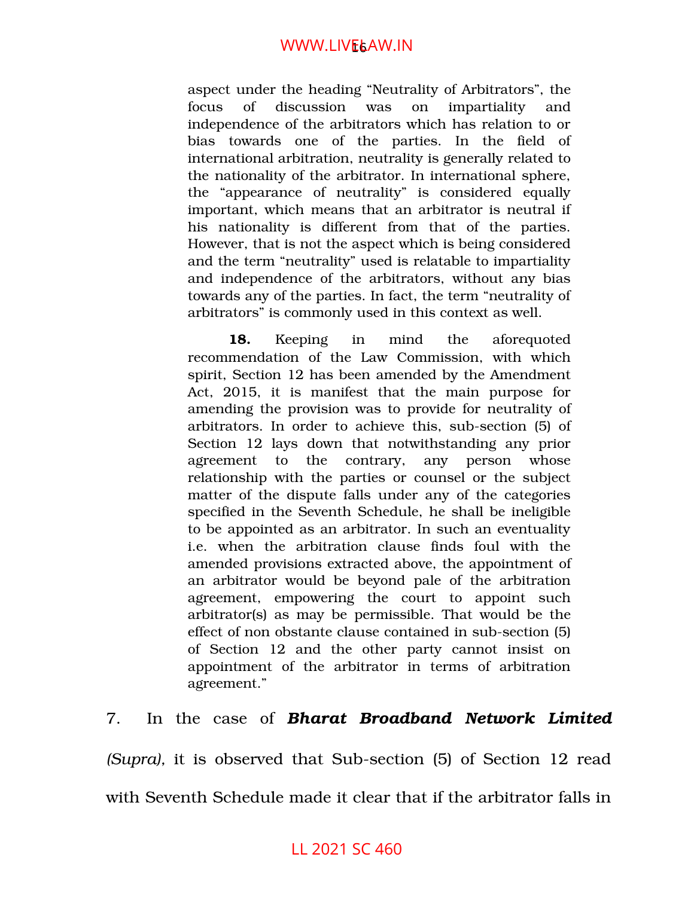> aspect under the heading "Neutrality of Arbitrators", the focus of discussion was on impartiality and independence of the arbitrators which has relation to or bias towards one of the parties. In the field of international arbitration, neutrality is generally related to the nationality of the arbitrator. In international sphere, the "appearance of neutrality" is considered equally important, which means that an arbitrator is neutral if his nationality is different from that of the parties. However, that is not the aspect which is being considered and the term "neutrality" used is relatable to impartiality and independence of the arbitrators, without any bias towards any of the parties. In fact, the term "neutrality of arbitrators" is commonly used in this context as well.
>
> **18.** Keeping in mind the aforequoted recommendation of the Law Commission, with which spirit, Section 12 has been amended by the Amendment Act, 2015, it is manifest that the main purpose for amending the provision was to provide for neutrality of arbitrators. In order to achieve this, sub-section (5) of Section 12 lays down that notwithstanding any prior agreement to the contrary, any person whose relationship with the parties or counsel or the subject matter of the dispute falls under any of the categories specified in the Seventh Schedule, he shall be ineligible to be appointed as an arbitrator. In such an eventuality i.e. when the arbitration clause finds foul with the amended provisions extracted above, the appointment of an arbitrator would be beyond pale of the arbitration agreement, empowering the court to appoint such arbitrator(s) as may be permissible. That would be the effect of non obstante clause contained in sub-section (5) of Section 12 and the other party cannot insist on appointment of the arbitrator in terms of arbitration agreement."

7. In the case of ***Bharat Broadband Network Limited*** *(Supra)*, it is observed that Sub-section (5) of Section 12 read with Seventh Schedule made it clear that if the arbitrator falls in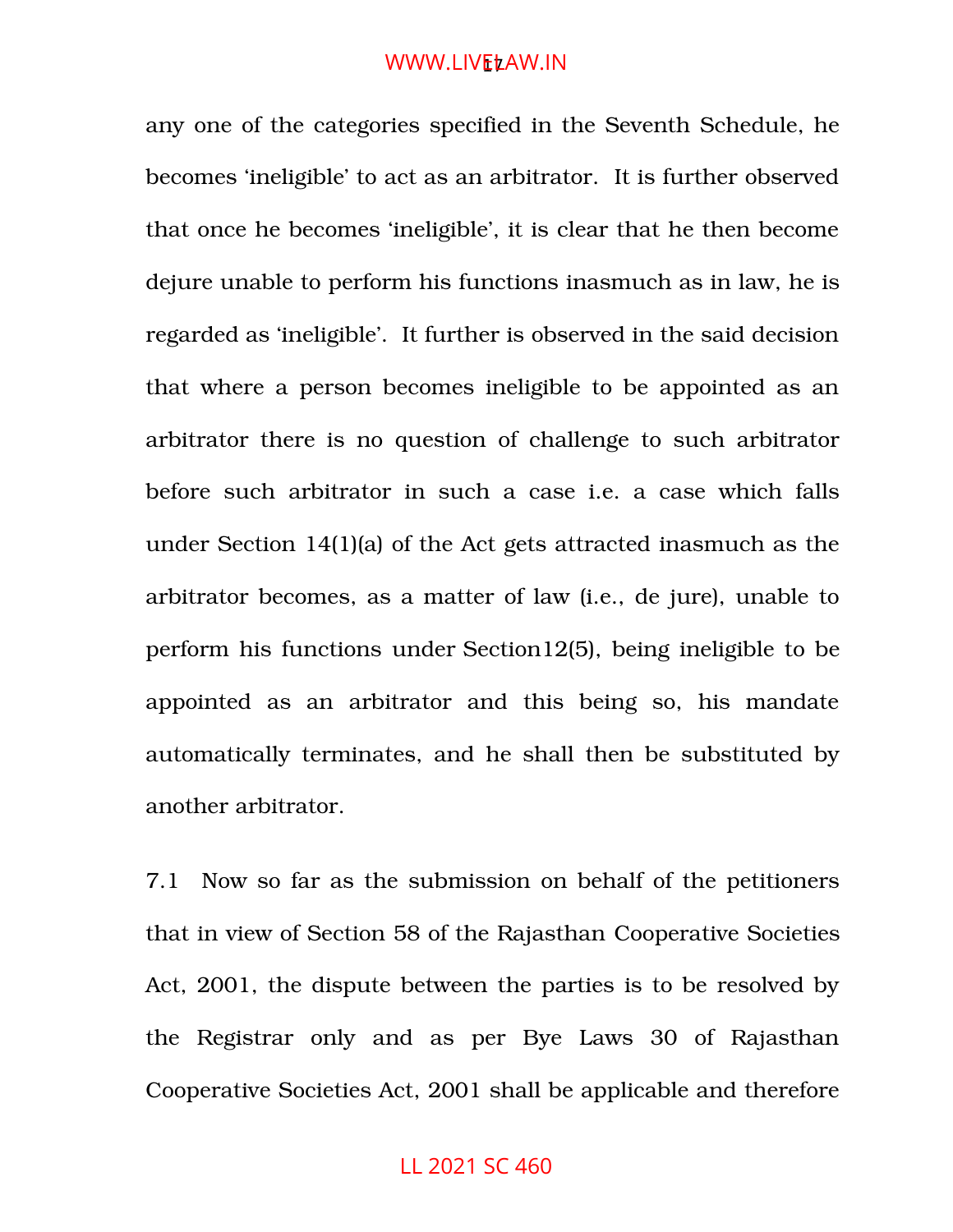any one of the categories specified in the Seventh Schedule, he becomes 'ineligible' to act as an arbitrator. It is further observed that once he becomes 'ineligible', it is clear that he then become dejure unable to perform his functions inasmuch as in law, he is regarded as 'ineligible'. It further is observed in the said decision that where a person becomes ineligible to be appointed as an arbitrator there is no question of challenge to such arbitrator before such arbitrator in such a case i.e. a case which falls under Section 14(1)(a) of the Act gets attracted inasmuch as the arbitrator becomes, as a matter of law (i.e., de jure), unable to perform his functions under Section12(5), being ineligible to be appointed as an arbitrator and this being so, his mandate automatically terminates, and he shall then be substituted by another arbitrator.

7.1 Now so far as the submission on behalf of the petitioners that in view of Section 58 of the Rajasthan Cooperative Societies Act, 2001, the dispute between the parties is to be resolved by the Registrar only and as per Bye Laws 30 of Rajasthan Cooperative Societies Act, 2001 shall be applicable and therefore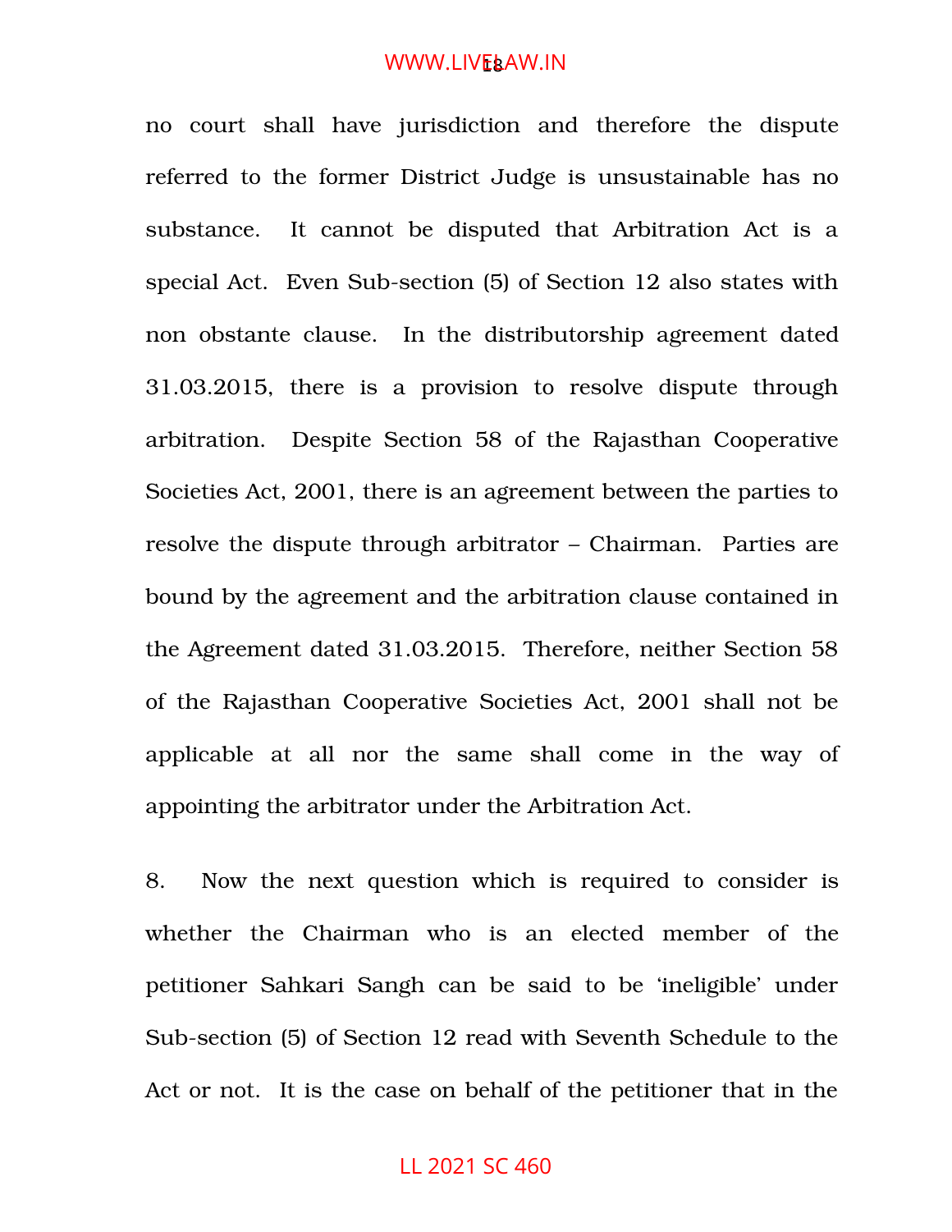no court shall have jurisdiction and therefore the dispute referred to the former District Judge is unsustainable has no substance. It cannot be disputed that Arbitration Act is a special Act. Even Sub-section (5) of Section 12 also states with non obstante clause. In the distributorship agreement dated 31.03.2015, there is a provision to resolve dispute through arbitration. Despite Section 58 of the Rajasthan Cooperative Societies Act, 2001, there is an agreement between the parties to resolve the dispute through arbitrator – Chairman. Parties are bound by the agreement and the arbitration clause contained in the Agreement dated 31.03.2015. Therefore, neither Section 58 of the Rajasthan Cooperative Societies Act, 2001 shall not be applicable at all nor the same shall come in the way of appointing the arbitrator under the Arbitration Act.

8. Now the next question which is required to consider is whether the Chairman who is an elected member of the petitioner Sahkari Sangh can be said to be 'ineligible' under Sub-section (5) of Section 12 read with Seventh Schedule to the Act or not. It is the case on behalf of the petitioner that in the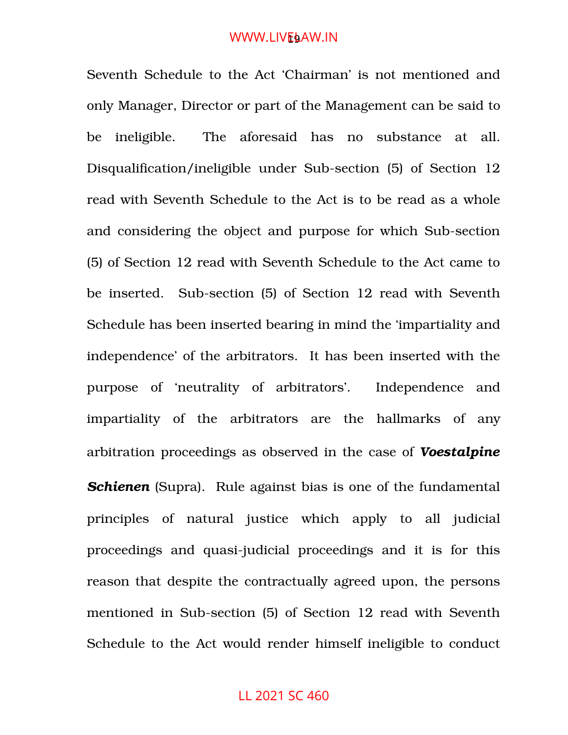Seventh Schedule to the Act 'Chairman' is not mentioned and only Manager, Director or part of the Management can be said to be ineligible. The aforesaid has no substance at all. Disqualification/ineligible under Sub-section (5) of Section 12 read with Seventh Schedule to the Act is to be read as a whole and considering the object and purpose for which Sub-section (5) of Section 12 read with Seventh Schedule to the Act came to be inserted. Sub-section (5) of Section 12 read with Seventh Schedule has been inserted bearing in mind the 'impartiality and independence' of the arbitrators. It has been inserted with the purpose of 'neutrality of arbitrators'. Independence and impartiality of the arbitrators are the hallmarks of any arbitration proceedings as observed in the case of ***Voestalpine Schienen*** (Supra). Rule against bias is one of the fundamental principles of natural justice which apply to all judicial proceedings and quasi-judicial proceedings and it is for this reason that despite the contractually agreed upon, the persons mentioned in Sub-section (5) of Section 12 read with Seventh Schedule to the Act would render himself ineligible to conduct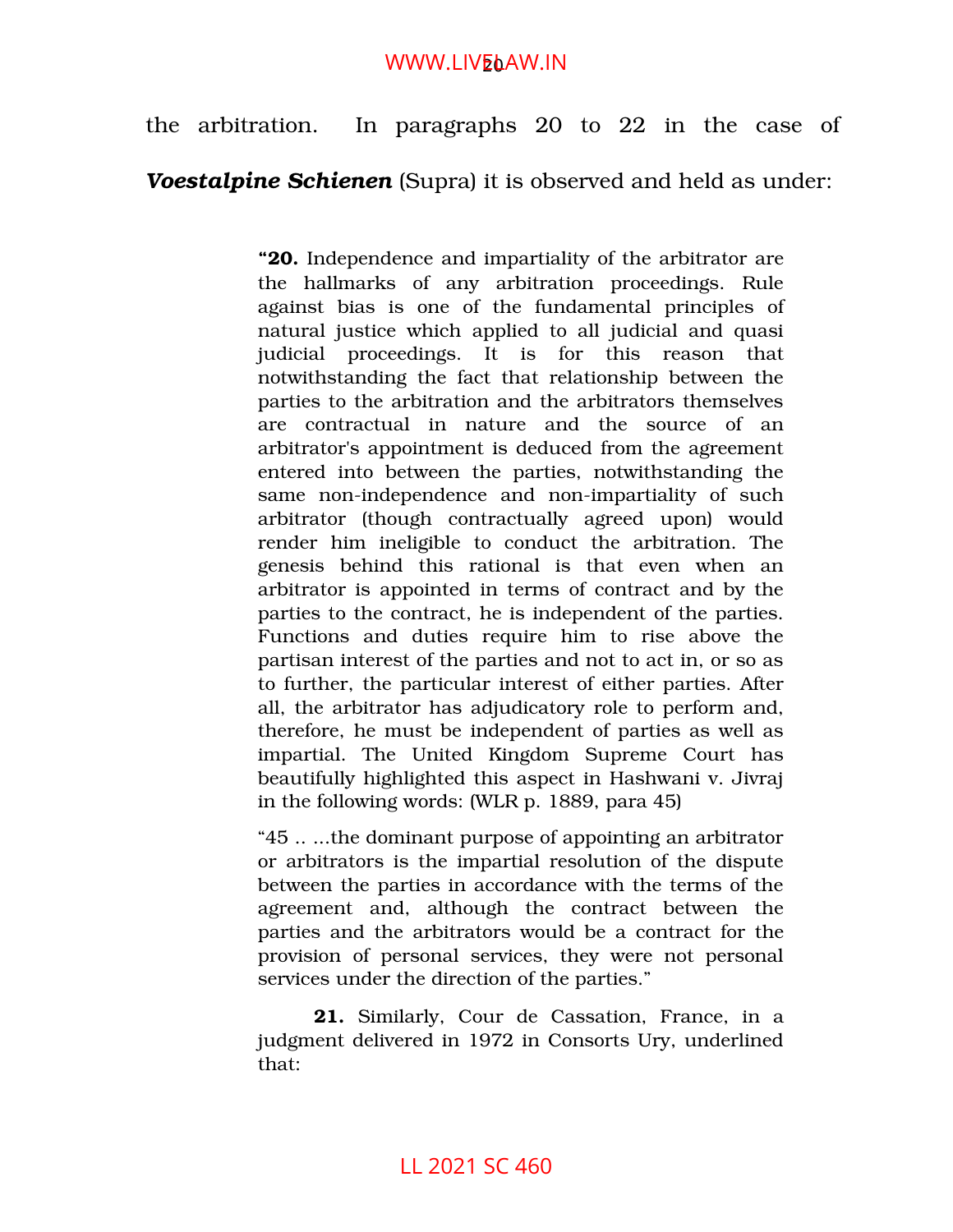the arbitration. In paragraphs 20 to 22 in the case of ***Voestalpine Schienen*** (Supra) it is observed and held as under:

> "**20.** Independence and impartiality of the arbitrator are the hallmarks of any arbitration proceedings. Rule against bias is one of the fundamental principles of natural justice which applied to all judicial and quasi judicial proceedings. It is for this reason that notwithstanding the fact that relationship between the parties to the arbitration and the arbitrators themselves are contractual in nature and the source of an arbitrator's appointment is deduced from the agreement entered into between the parties, notwithstanding the same non-independence and non-impartiality of such arbitrator (though contractually agreed upon) would render him ineligible to conduct the arbitration. The genesis behind this rational is that even when an arbitrator is appointed in terms of contract and by the parties to the contract, he is independent of the parties. Functions and duties require him to rise above the partisan interest of the parties and not to act in, or so as to further, the particular interest of either parties. After all, the arbitrator has adjudicatory role to perform and, therefore, he must be independent of parties as well as impartial. The United Kingdom Supreme Court has beautifully highlighted this aspect in Hashwani v. Jivraj in the following words: (WLR p. 1889, para 45)
>
> "45 .. ...the dominant purpose of appointing an arbitrator or arbitrators is the impartial resolution of the dispute between the parties in accordance with the terms of the agreement and, although the contract between the parties and the arbitrators would be a contract for the provision of personal services, they were not personal services under the direction of the parties."
>
> **21.** Similarly, Cour de Cassation, France, in a judgment delivered in 1972 in Consorts Ury, underlined that: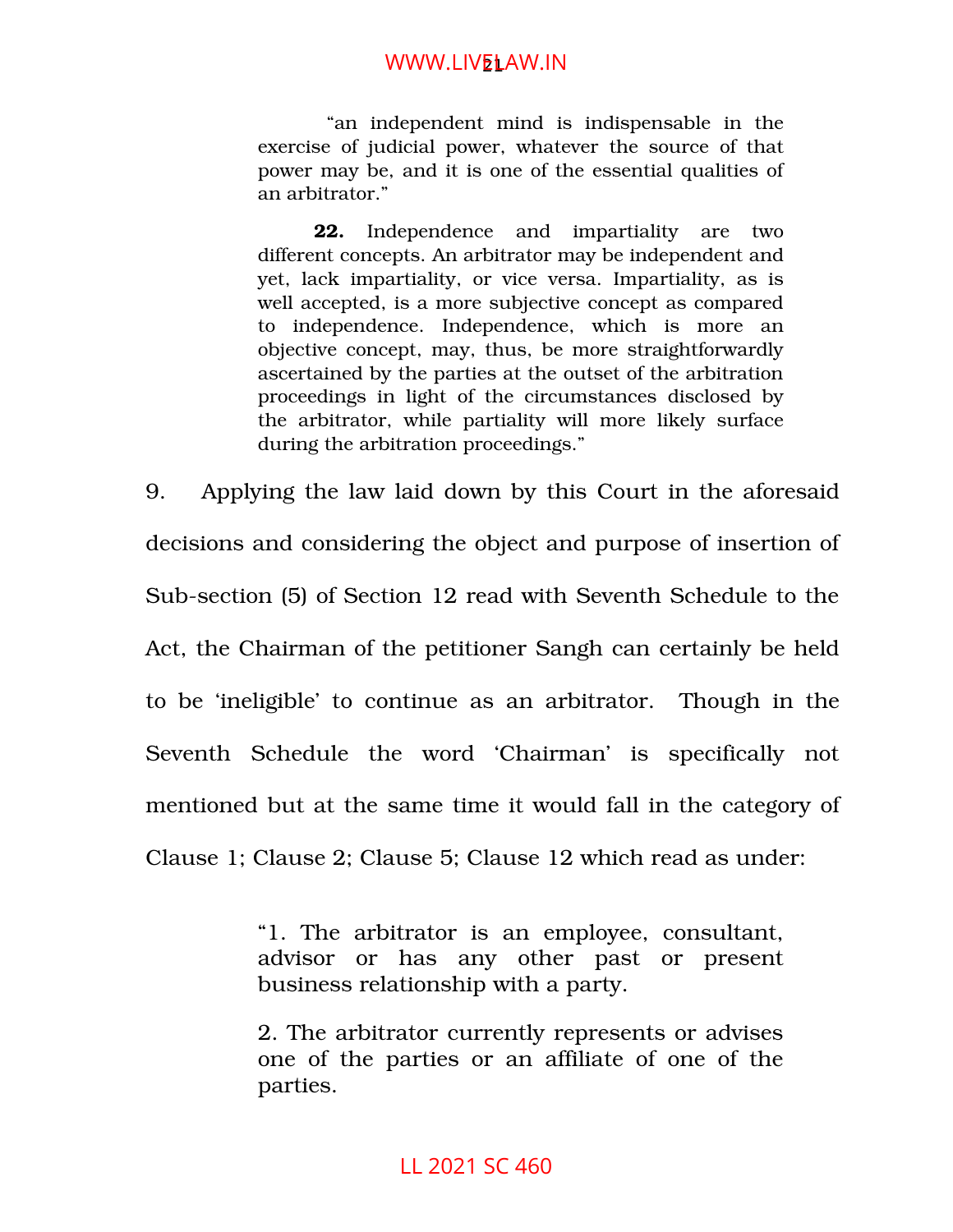> "an independent mind is indispensable in the exercise of judicial power, whatever the source of that power may be, and it is one of the essential qualities of an arbitrator."
>
> **22.** Independence and impartiality are two different concepts. An arbitrator may be independent and yet, lack impartiality, or vice versa. Impartiality, as is well accepted, is a more subjective concept as compared to independence. Independence, which is more an objective concept, may, thus, be more straightforwardly ascertained by the parties at the outset of the arbitration proceedings in light of the circumstances disclosed by the arbitrator, while partiality will more likely surface during the arbitration proceedings."

9. Applying the law laid down by this Court in the aforesaid decisions and considering the object and purpose of insertion of Sub-section (5) of Section 12 read with Seventh Schedule to the Act, the Chairman of the petitioner Sangh can certainly be held to be 'ineligible' to continue as an arbitrator. Though in the Seventh Schedule the word 'Chairman' is specifically not mentioned but at the same time it would fall in the category of Clause 1; Clause 2; Clause 5; Clause 12 which read as under:

> "1. The arbitrator is an employee, consultant, advisor or has any other past or present business relationship with a party.
>
> 2. The arbitrator currently represents or advises one of the parties or an affiliate of one of the parties.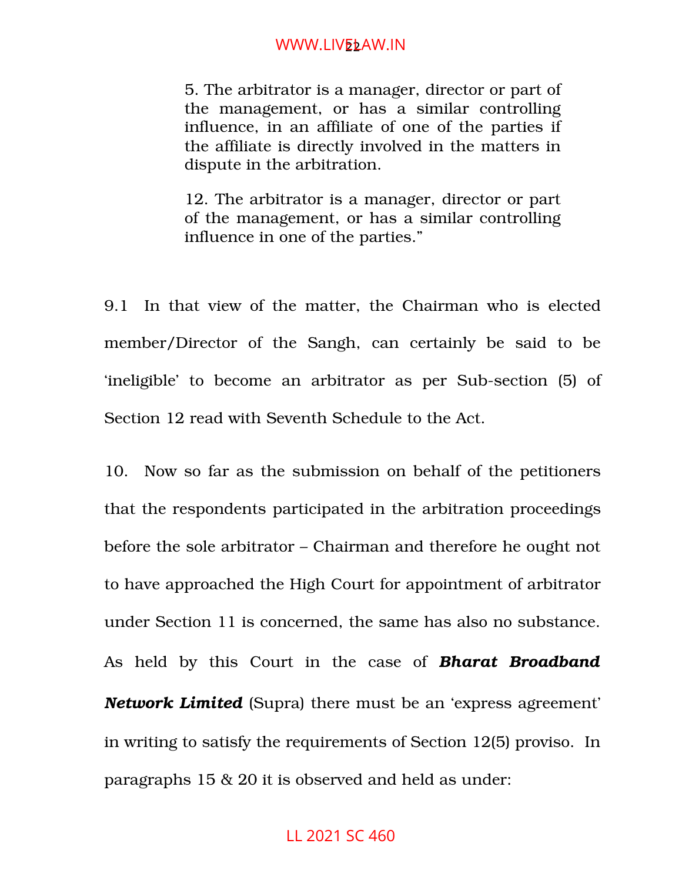> 5. The arbitrator is a manager, director or part of the management, or has a similar controlling influence, in an affiliate of one of the parties if the affiliate is directly involved in the matters in dispute in the arbitration.
>
> 12. The arbitrator is a manager, director or part of the management, or has a similar controlling influence in one of the parties."

9.1 In that view of the matter, the Chairman who is elected member/Director of the Sangh, can certainly be said to be 'ineligible' to become an arbitrator as per Sub-section (5) of Section 12 read with Seventh Schedule to the Act.

10. Now so far as the submission on behalf of the petitioners that the respondents participated in the arbitration proceedings before the sole arbitrator – Chairman and therefore he ought not to have approached the High Court for appointment of arbitrator under Section 11 is concerned, the same has also no substance. As held by this Court in the case of ***Bharat Broadband Network Limited*** (Supra) there must be an 'express agreement' in writing to satisfy the requirements of Section 12(5) proviso. In paragraphs 15 & 20 it is observed and held as under: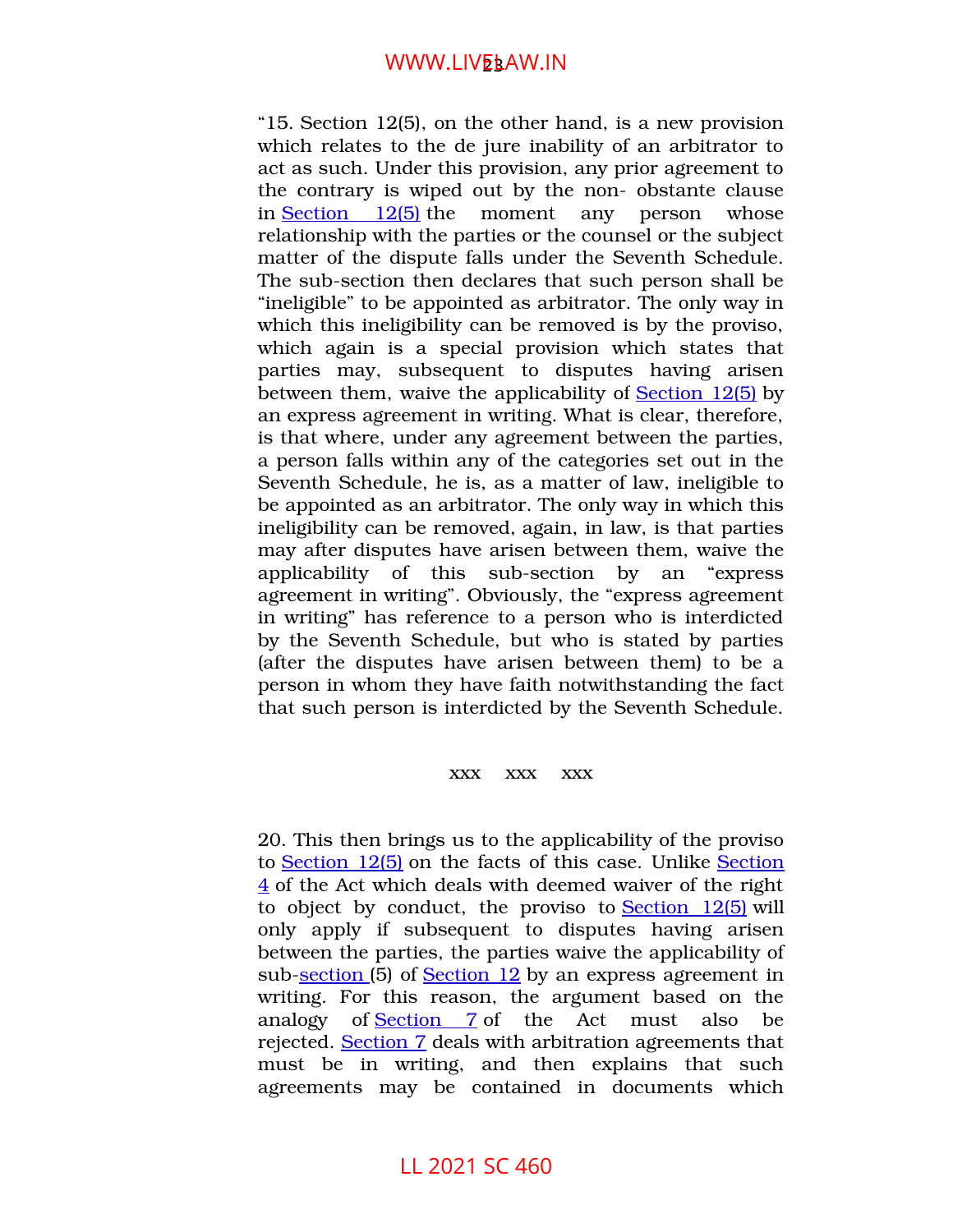"15. Section 12(5), on the other hand, is a new provision which relates to the de jure inability of an arbitrator to act as such. Under this provision, any prior agreement to the contrary is wiped out by the non- obstante clause in Section 12(5) the moment any person whose relationship with the parties or the counsel or the subject matter of the dispute falls under the Seventh Schedule. The sub-section then declares that such person shall be "ineligible" to be appointed as arbitrator. The only way in which this ineligibility can be removed is by the proviso, which again is a special provision which states that parties may, subsequent to disputes having arisen between them, waive the applicability of Section 12(5) by an express agreement in writing. What is clear, therefore, is that where, under any agreement between the parties, a person falls within any of the categories set out in the Seventh Schedule, he is, as a matter of law, ineligible to be appointed as an arbitrator. The only way in which this ineligibility can be removed, again, in law, is that parties may after disputes have arisen between them, waive the applicability of this sub-section by an "express agreement in writing". Obviously, the "express agreement in writing" has reference to a person who is interdicted by the Seventh Schedule, but who is stated by parties (after the disputes have arisen between them) to be a person in whom they have faith notwithstanding the fact that such person is interdicted by the Seventh Schedule.

xxx xxx xxx

20. This then brings us to the applicability of the proviso to Section 12(5) on the facts of this case. Unlike Section 4 of the Act which deals with deemed waiver of the right to object by conduct, the proviso to Section 12(5) will only apply if subsequent to disputes having arisen between the parties, the parties waive the applicability of sub-section (5) of Section 12 by an express agreement in writing. For this reason, the argument based on the analogy of Section 7 of the Act must also be rejected. Section 7 deals with arbitration agreements that must be in writing, and then explains that such agreements may be contained in documents which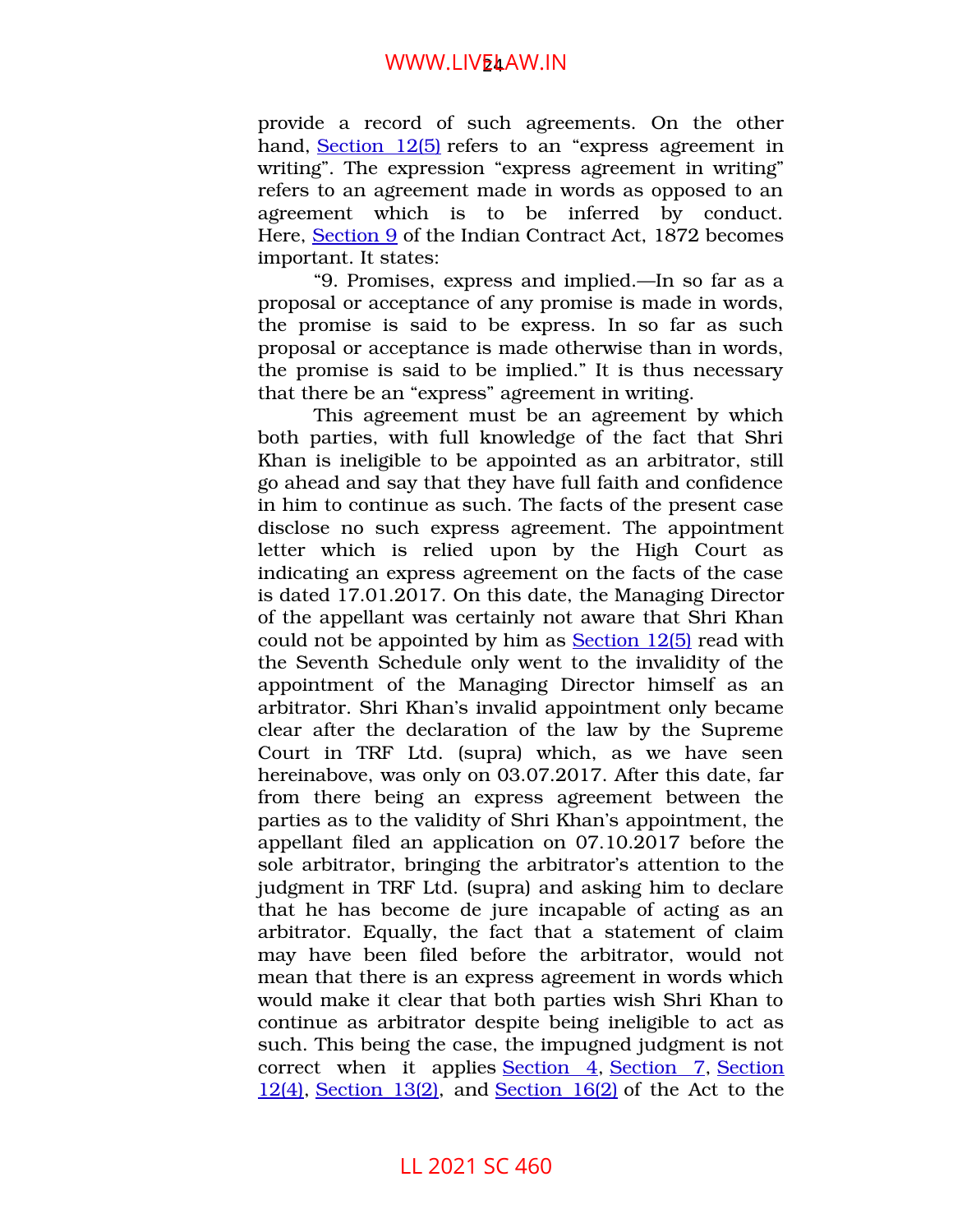provide a record of such agreements. On the other hand, Section 12(5) refers to an "express agreement in writing". The expression "express agreement in writing" refers to an agreement made in words as opposed to an agreement which is to be inferred by conduct. Here, Section 9 of the Indian Contract Act, 1872 becomes important. It states:

"9. Promises, express and implied.—In so far as a proposal or acceptance of any promise is made in words, the promise is said to be express. In so far as such proposal or acceptance is made otherwise than in words, the promise is said to be implied." It is thus necessary that there be an "express" agreement in writing.

This agreement must be an agreement by which both parties, with full knowledge of the fact that Shri Khan is ineligible to be appointed as an arbitrator, still go ahead and say that they have full faith and confidence in him to continue as such. The facts of the present case disclose no such express agreement. The appointment letter which is relied upon by the High Court as indicating an express agreement on the facts of the case is dated 17.01.2017. On this date, the Managing Director of the appellant was certainly not aware that Shri Khan could not be appointed by him as Section 12(5) read with the Seventh Schedule only went to the invalidity of the appointment of the Managing Director himself as an arbitrator. Shri Khan's invalid appointment only became clear after the declaration of the law by the Supreme Court in TRF Ltd. (supra) which, as we have seen hereinabove, was only on 03.07.2017. After this date, far from there being an express agreement between the parties as to the validity of Shri Khan's appointment, the appellant filed an application on 07.10.2017 before the sole arbitrator, bringing the arbitrator's attention to the judgment in TRF Ltd. (supra) and asking him to declare that he has become de jure incapable of acting as an arbitrator. Equally, the fact that a statement of claim may have been filed before the arbitrator, would not mean that there is an express agreement in words which would make it clear that both parties wish Shri Khan to continue as arbitrator despite being ineligible to act as such. This being the case, the impugned judgment is not correct when it applies Section 4, Section 7, Section 12(4), Section 13(2), and Section 16(2) of the Act to the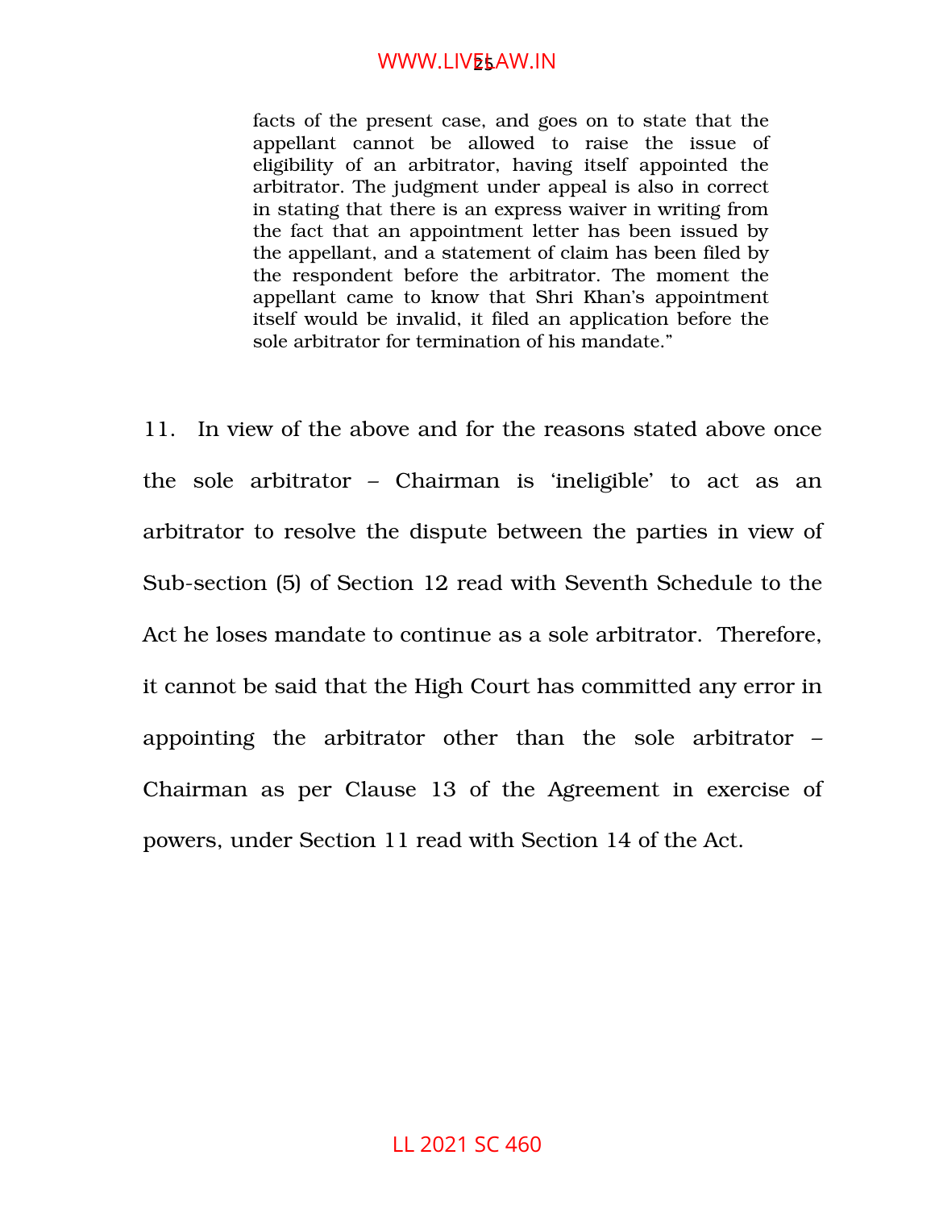> facts of the present case, and goes on to state that the appellant cannot be allowed to raise the issue of eligibility of an arbitrator, having itself appointed the arbitrator. The judgment under appeal is also in correct in stating that there is an express waiver in writing from the fact that an appointment letter has been issued by the appellant, and a statement of claim has been filed by the respondent before the arbitrator. The moment the appellant came to know that Shri Khan's appointment itself would be invalid, it filed an application before the sole arbitrator for termination of his mandate."

11. In view of the above and for the reasons stated above once the sole arbitrator – Chairman is 'ineligible' to act as an arbitrator to resolve the dispute between the parties in view of Sub-section (5) of Section 12 read with Seventh Schedule to the Act he loses mandate to continue as a sole arbitrator. Therefore, it cannot be said that the High Court has committed any error in appointing the arbitrator other than the sole arbitrator – Chairman as per Clause 13 of the Agreement in exercise of powers, under Section 11 read with Section 14 of the Act.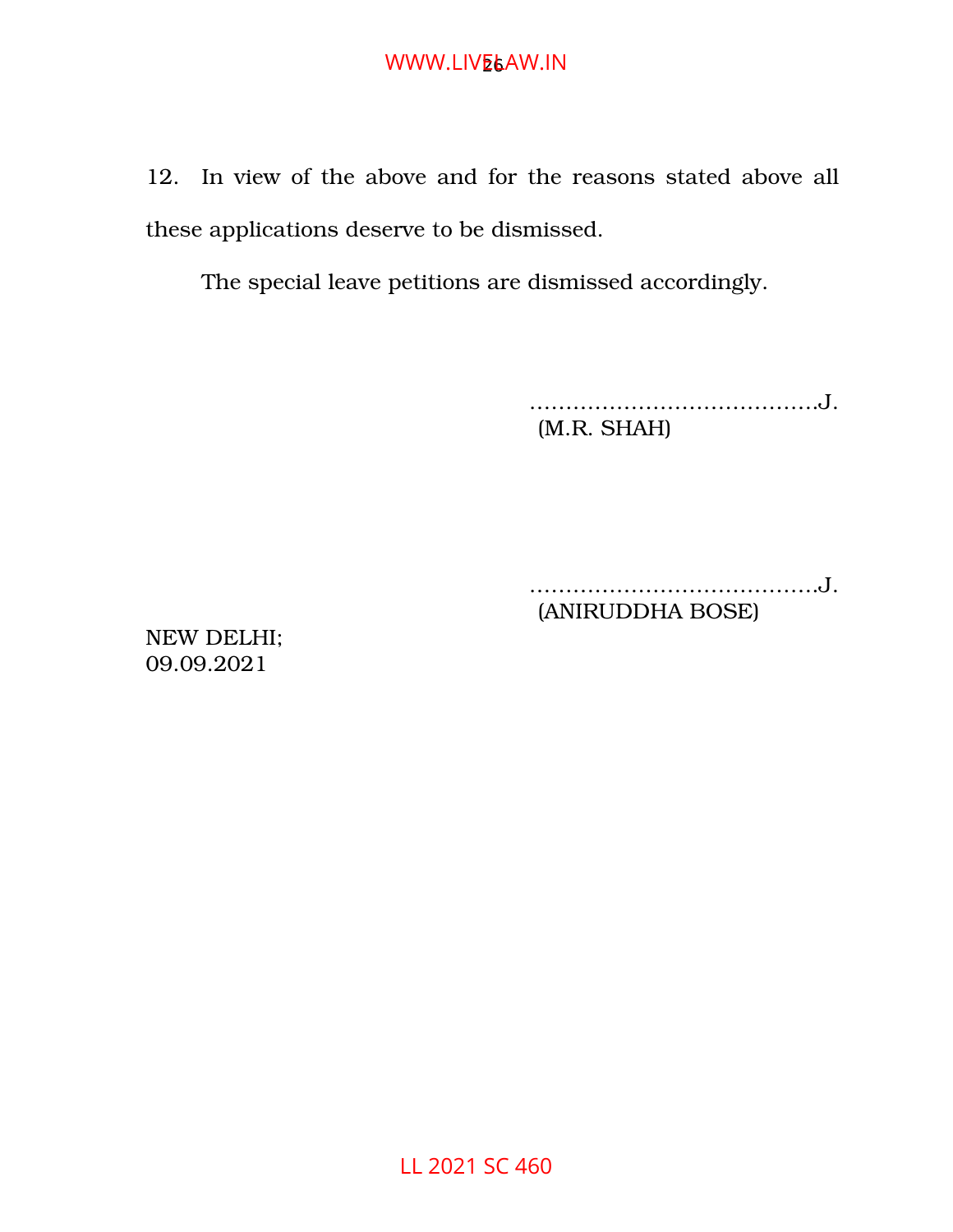12. In view of the above and for the reasons stated above all these applications deserve to be dismissed.

The special leave petitions are dismissed accordingly.

………………………………….J.
(M.R. SHAH)

………………………………….J.
(ANIRUDDHA BOSE)

NEW DELHI;
09.09.2021